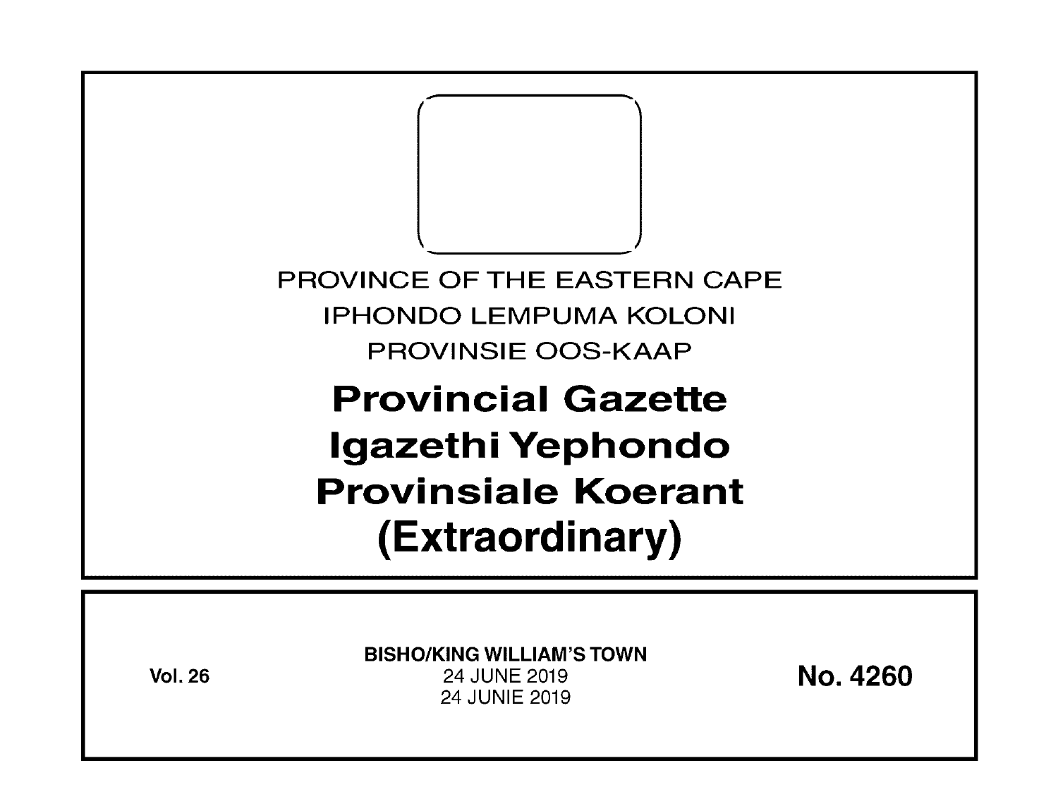PROVINCE OF THE EASTERN CAPE

IPHONDO LEMPUMA KOLONI

PROVINSIE OOS-KAAP

# Provincial Gazette
# Igazethi Yephondo
# Provinsiale Koerant
# (Extraordinary)

**Vol. 26**

**BISHO/KING WILLIAM'S TOWN**

24 JUNE 2019

24 JUNIE 2019

**No. 4260**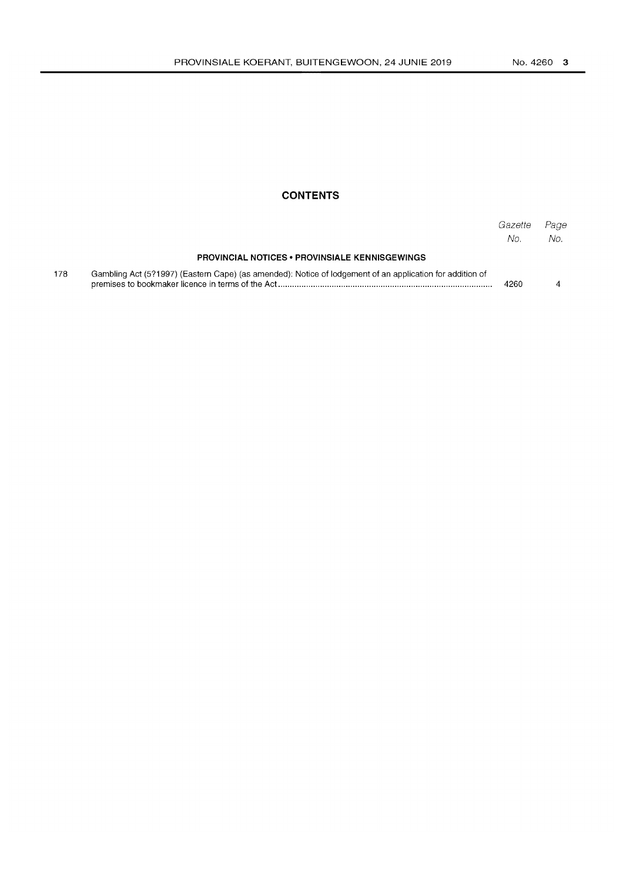# CONTENTS

| | | Gazette No. | Page No. |
|---|---|---|---|
| | **PROVINCIAL NOTICES • PROVINSIALE KENNISGEWINGS** | | |
| 178 | Gambling Act (5?1997) (Eastern Cape) (as amended): Notice of lodgement of an application for addition of premises to bookmaker licence in terms of the Act | 4260 | 4 |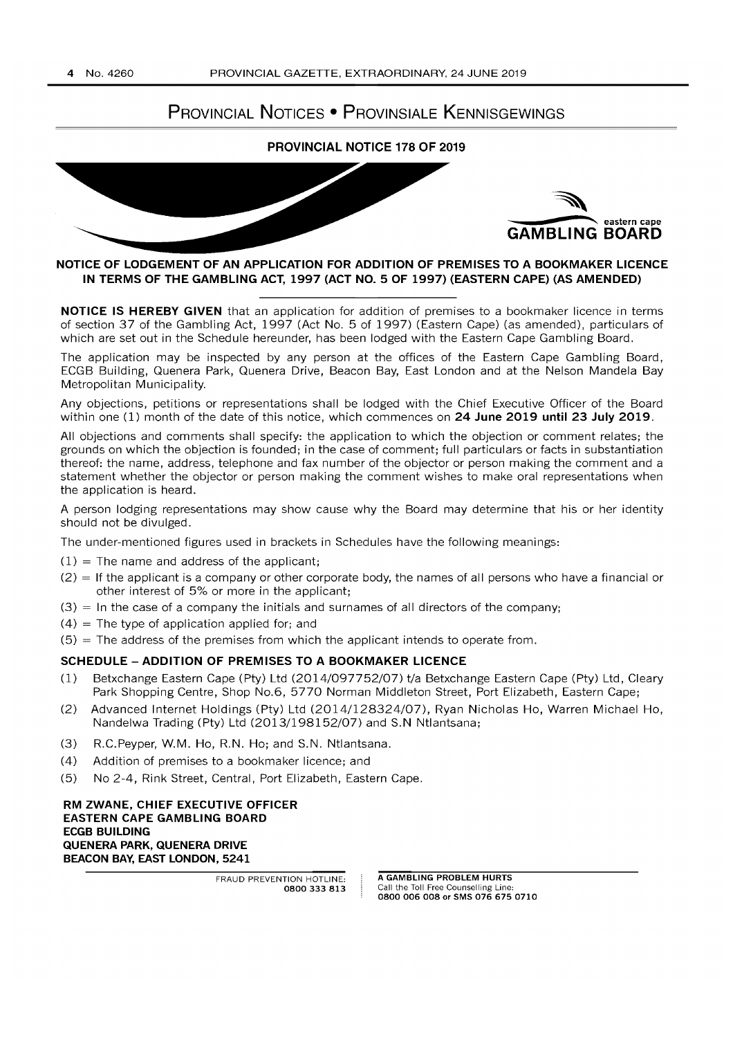# Provincial Notices • Provinsiale Kennisgewings

## PROVINCIAL NOTICE 178 OF 2019

eastern cape
GAMBLING BOARD

### NOTICE OF LODGEMENT OF AN APPLICATION FOR ADDITION OF PREMISES TO A BOOKMAKER LICENCE IN TERMS OF THE GAMBLING ACT, 1997 (ACT NO. 5 OF 1997) (EASTERN CAPE) (AS AMENDED)

**NOTICE IS HEREBY GIVEN** that an application for addition of premises to a bookmaker licence in terms of section 37 of the Gambling Act, 1997 (Act No. 5 of 1997) (Eastern Cape) (as amended), particulars of which are set out in the Schedule hereunder, has been lodged with the Eastern Cape Gambling Board.

The application may be inspected by any person at the offices of the Eastern Cape Gambling Board, ECGB Building, Quenera Park, Quenera Drive, Beacon Bay, East London and at the Nelson Mandela Bay Metropolitan Municipality.

Any objections, petitions or representations shall be lodged with the Chief Executive Officer of the Board within one (1) month of the date of this notice, which commences on **24 June 2019 until 23 July 2019**.

All objections and comments shall specify: the application to which the objection or comment relates; the grounds on which the objection is founded; in the case of comment; full particulars or facts in substantiation thereof: the name, address, telephone and fax number of the objector or person making the comment and a statement whether the objector or person making the comment wishes to make oral representations when the application is heard.

A person lodging representations may show cause why the Board may determine that his or her identity should not be divulged.

The under-mentioned figures used in brackets in Schedules have the following meanings:

(1) = The name and address of the applicant;

(2) = If the applicant is a company or other corporate body, the names of all persons who have a financial or other interest of 5% or more in the applicant;

(3) = In the case of a company the initials and surnames of all directors of the company;

(4) = The type of application applied for; and

(5) = The address of the premises from which the applicant intends to operate from.

### SCHEDULE – ADDITION OF PREMISES TO A BOOKMAKER LICENCE

(1) Betxchange Eastern Cape (Pty) Ltd (2014/097752/07) t/a Betxchange Eastern Cape (Pty) Ltd, Cleary Park Shopping Centre, Shop No.6, 5770 Norman Middleton Street, Port Elizabeth, Eastern Cape;

(2) Advanced Internet Holdings (Pty) Ltd (2014/128324/07), Ryan Nicholas Ho, Warren Michael Ho, Nandelwa Trading (Pty) Ltd (2013/198152/07) and S.N Ntlantsana;

(3) R.C.Peyper, W.M. Ho, R.N. Ho; and S.N. Ntlantsana.

(4) Addition of premises to a bookmaker licence; and

(5) No 2-4, Rink Street, Central, Port Elizabeth, Eastern Cape.

**RM ZWANE, CHIEF EXECUTIVE OFFICER**
**EASTERN CAPE GAMBLING BOARD**
**ECGB BUILDING**
**QUENERA PARK, QUENERA DRIVE**
**BEACON BAY, EAST LONDON, 5241**

FRAUD PREVENTION HOTLINE: **0800 333 813**

**A GAMBLING PROBLEM HURTS**
Call the Toll Free Counselling Line:
**0800 006 008 or SMS 076 675 0710**